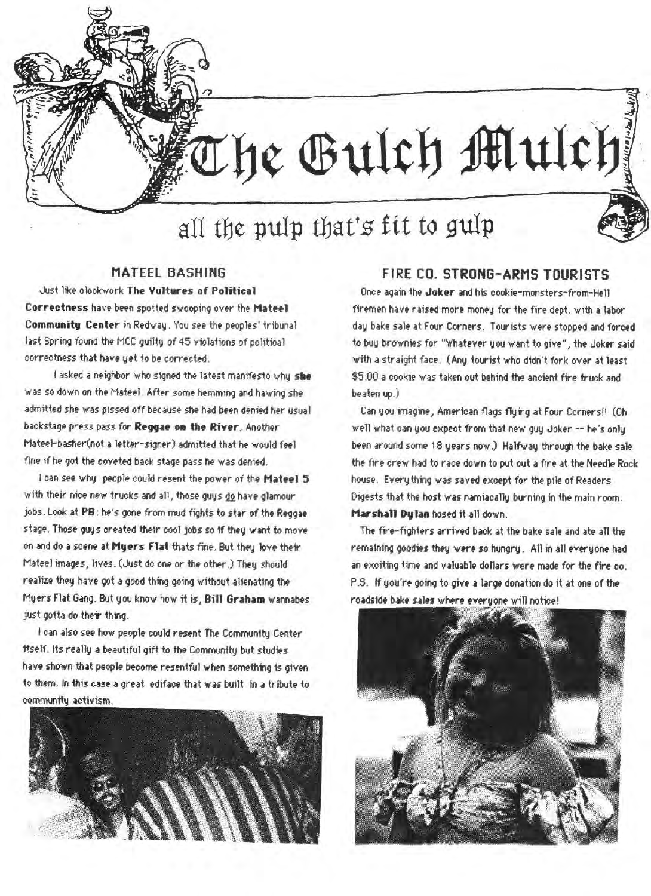# The Gulch Mulch

all the pulp that's fit to gulp

## MATEEL BASHING

Just like clockwork **The Vultures of Political Correctness** have been spotted swooping over the **Mateel Community Center** in Redway. You see the peoples' tribunal last Spring found the MCC guilty of 45 violations of political correctness that have yet to be corrected.

I asked a neighbor who signed the latest manifesto why **she** was so down on the Mateel. After some hemming and hawing she admitted she was pissed off because she had been denied her usual backstage press pass for **Reggae on the River**. Another Mateel-basher(not a letter-signer) admitted that he would feel fine if he got the coveted back stage pass he was denied.

I can see why people could resent the power of the **Mateel 5** with their nice new trucks and all, those guys do have glamour jobs. Look at **PB**: he's gone from mud fights to star of the Reggae stage. Those guys created their cool jobs so if they want to move on and do a scene at **Myers Flat** thats fine. But they love their Mateel images, lives. (Just do one or the other.) They should realize they have got a good thing going without alienating the Myers Flat Gang. But you know how it is, **Bill Graham** wannabes just gotta do their thing.

I can also see how people could resent The Community Center itself. Its really a beautiful gift to the Community but studies have shown that people become resentful when something is given to them. In this case a great ediface that was built in a tribute to community activism.

## FIRE CO. STRONG-ARMS TOURISTS

Once again the **Joker** and his cookie-monsters-from-Hell firemen have raised more money for the fire dept. with a labor day bake sale at Four Corners. Tourists were stopped and forced to buy brownies for "Whatever you want to give", the Joker said with a straight face. (Any tourist who didn't fork over at least $5.00 a cookie was taken out behind the ancient fire truck and beaten up.)

Can you imagine, American flags flying at Four Corners!! (Oh well what can you expect from that new guy Joker -- he's only been around some 18 years now.) Halfway through the bake sale the fire crew had to race down to put out a fire at the Needle Rock house. Everything was saved except for the pile of Readers Digests that the host was namiacally burning in the main room. **Marshall Dylan** hosed it all down.

The fire-fighters arrived back at the bake sale and ate all the remaining goodies they were so hungry. All in all everyone had an exciting time and valuable dollars were made for the fire co.

P.S. If you're going to give a large donation do it at one of the roadside bake sales where everyone will notice!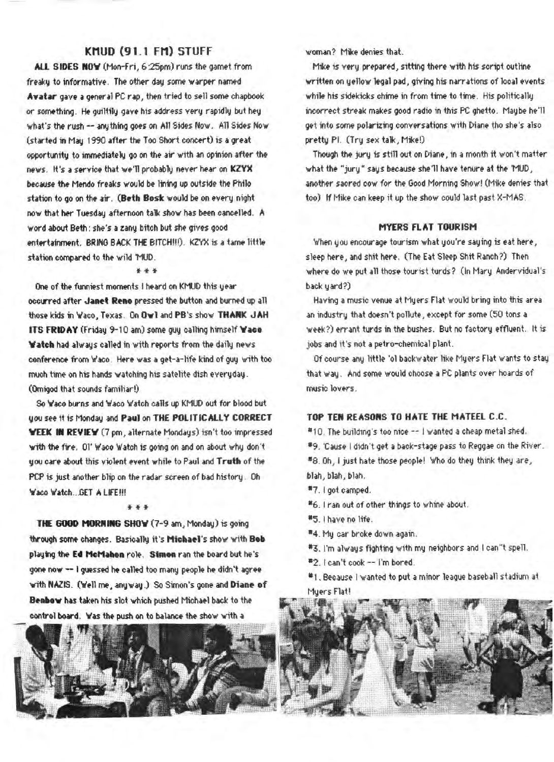## KMUD (91.1 FM) STUFF

**ALL SIDES NOW** (Mon-Fri, 6:25pm) runs the gamet from freaky to informative. The other day some warper named **Avatar** gave a general PC rap, then tried to sell some chapbook or something. He guiltily gave his address very rapidly but hey what's the rush -- anything goes on All Sides Now. All Sides Now (started in May 1990 after the Too Short concert) is a great opportunity to immediately go on the air with an opinion after the news. It's a service that we'll probably never hear on **KZYX** because the Mendo freaks would be lining up outside the Philo station to go on the air. (**Beth Bosk** would be on every night now that her Tuesday afternoon talk show has been cancelled. A word about Beth: she's a zany bitch but she gives good entertainment. BRING BACK THE BITCH!!!). KZYX is a tame little station compared to the wild 'MUD.

\* \* \*

One of the funniest moments I heard on KMUD this year occurred after **Janet Reno** pressed the button and burned up all those kids in Waco, Texas. On **Owl** and **PB**'s show **THANK JAH ITS FRIDAY** (Friday 9-10 am) some guy calling himself **Waco Watch** had always called in with reports from the daily news conference from Waco. Here was a get-a-life kind of guy with too much time on his hands watching his satelite dish everyday. (Omigod that sounds familiar!)

So Waco burns and Waco Watch calls up KMUD out for blood but you see it is Monday and **Paul** on **THE POLITICALLY CORRECT WEEK IN REVIEW** (7 pm, alternate Mondays) isn't too impressed with the fire. Ol' Waco Watch is going on and on about why don't you care about this violent event while to Paul and **Truth** of the PCP is just another blip on the radar screen of bad history. Oh Waco Watch...GET A LIFE!!!

\* \* \*

**THE GOOD MORNING SHOW** (7-9 am, Monday) is going through some changes. Basically it's **Michael**'s show with **Bob** playing the **Ed McMahon** role. **Simon** ran the board but he's gone now -- I guessed he called too many people he didn't agree with NAZIS. (Well me, anyway.) So Simon's gone and **Diane of Benbow** has taken his slot which pushed Michael back to the control board. Was the push on to balance the show with a woman? Mike denies that.

Mike is very prepared, sitting there with his script outline written on yellow legal pad, giving his narrations of local events while his sidekicks chime in from time to time. His politically incorrect streak makes good radio in this PC ghetto. Maybe he'll get into some polarizing conversations with Diane tho she's also pretty PI. (Try sex talk, Mike!)

Though the jury is still out on Diane, in a month it won't matter what the "jury" says because she'll have tenure at the 'MUD, another sacred cow for the Good Morning Show! (Mike denies that too) If Mike can keep it up the show could last past X-MAS.

## MYERS FLAT TOURISM

When you encourage tourism what you're saying is eat here, sleep here, and shit here. (The Eat Sleep Shit Ranch?) Then where do we put all those tourist turds? (In Mary Andervidual's back yard?)

Having a music venue at Myers Flat would bring into this area an industry that doesn't pollute, except for some (50 tons a week?) errant turds in the bushes. But no factory effluent. It is jobs and it's not a petro-chemical plant.

Of course any little 'ol backwater like Myers Flat wants to stay that way. And some would choose a PC plants over hoards of music lovers.

## TOP TEN REASONS TO HATE THE MATEEL C.C.

#10. The building's too nice -- I wanted a cheap metal shed.
#9. 'Cause I didn't get a back-stage pass to Reggae on the River.
#8. Oh, I just hate those people! Who do they think they are, blah, blah, blah.
#7. I got camped.
#6. I ran out of other things to whine about.
#5. I have no life.
#4. My car broke down again.
#3. I'm always fighting with my neighbors and I can"t spell.
#2. I can't cook -- I'm bored.
#1. Because I wanted to put a minor league baseball stadium at Myers Flat!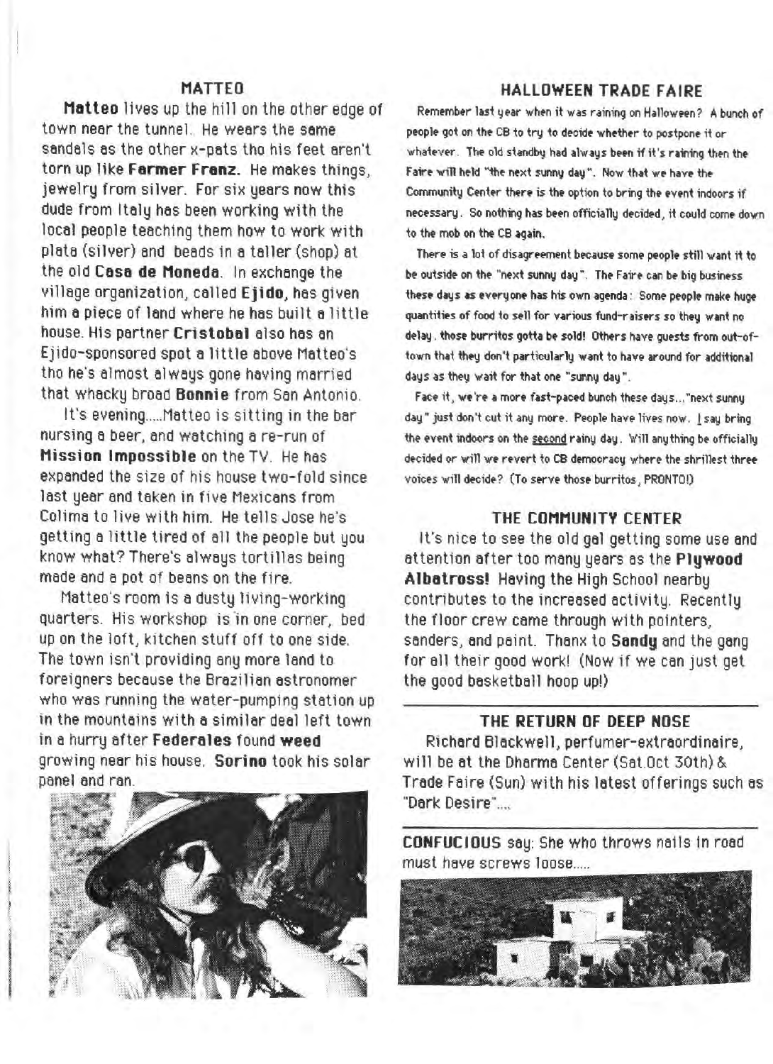## MATTEO

**Matteo** lives up the hill on the other edge of town near the tunnel. He wears the same sandals as the other x-pats tho his feet aren't torn up like **Farmer Franz.** He makes things, jewelry from silver. For six years now this dude from Italy has been working with the local people teaching them how to work with plata (silver) and beads in a taller (shop) at the old **Casa de Moneda**. In exchange the village organization, called **Ejido**, has given him a piece of land where he has built a little house. His partner **Cristobal** also has an Ejido-sponsored spot a little above Matteo's tho he's almost always gone having married that whacky broad **Bonnie** from San Antonio.

It's evening.....Matteo is sitting in the bar nursing a beer, and watching a re-run of **Mission Impossible** on the TV. He has expanded the size of his house two-fold since last year and taken in five Mexicans from Colima to live with him. He tells Jose he's getting a little tired of all the people but you know what? There's always tortillas being made and a pot of beans on the fire.

Matteo's room is a dusty living-working quarters. His workshop is in one corner, bed up on the loft, kitchen stuff off to one side. The town isn't providing any more land to foreigners because the Brazilian astronomer who was running the water-pumping station up in the mountains with a similar deal left town in a hurry after **Federales** found **weed** growing near his house. **Sorino** took his solar panel and ran.

## HALLOWEEN TRADE FAIRE

Remember last year when it was raining on Halloween? A bunch of people got on the CB to try to decide whether to postpone it or whatever. The old standby had always been if it's raining then the Faire will held "the next sunny day". Now that we have the Community Center there is the option to bring the event indoors if necessary. So nothing has been officially decided, it could come down to the mob on the CB again.

There is a lot of disagreement because some people still want it to be outside on the "next sunny day". The Faire can be big business these days as everyone has his own agenda: Some people make huge quantities of food to sell for various fund-raisers so they want no delay, those burritos gotta be sold! Others have guests from out-of-town that they don't particularly want to have around for additional days as they wait for that one "sunny day".

Face it, we're a more fast-paced bunch these days..."next sunny day" just don't cut it any more. People have lives now. I say bring the event indoors on the second rainy day. Will anything be officially decided or will we revert to CB democracy where the shrillest three voices will decide? (To serve those burritos, PRONTO!)

## THE COMMUNITY CENTER

It's nice to see the old gal getting some use and attention after too many years as the **Plywood Albatross!** Having the High School nearby contributes to the increased activity. Recently the floor crew came through with pointers, sanders, and paint. Thanx to **Sandy** and the gang for all their good work! (Now if we can just get the good basketball hoop up!)

## THE RETURN OF DEEP NOSE

Richard Blackwell, perfumer-extraordinaire, will be at the Dharma Center (Sat.Oct 30th) & Trade Faire (Sun) with his latest offerings such as "Dark Desire"....

**CONFUCIOUS** say: She who throws nails in road must have screws loose.....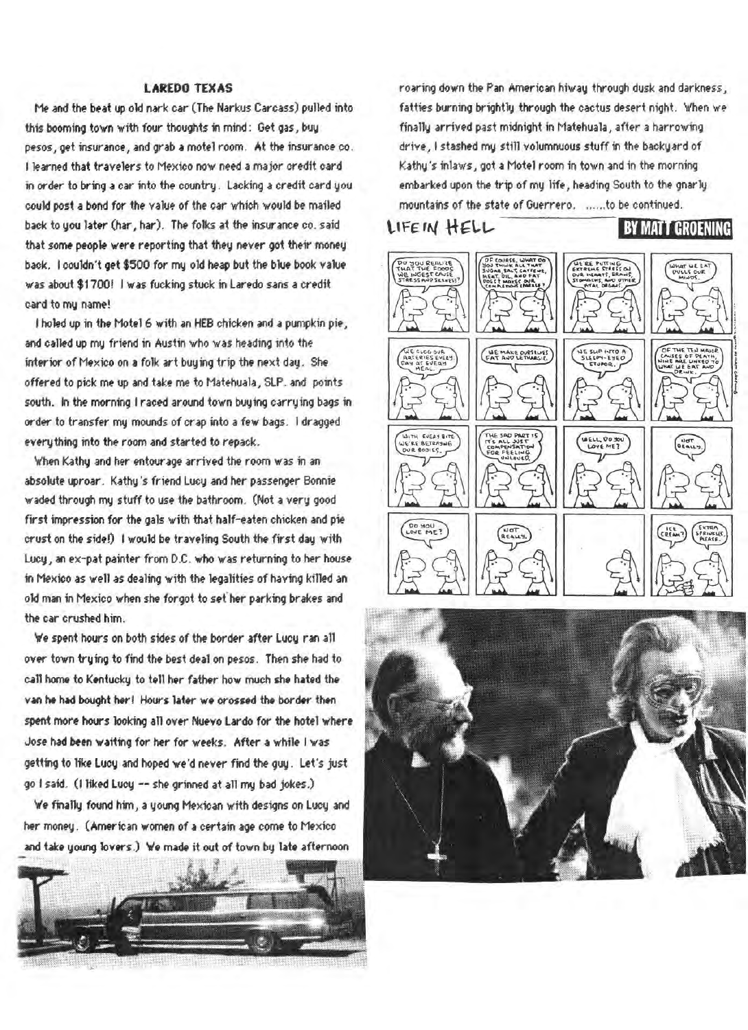### LAREDO TEXAS

Me and the beat up old nark car (The Narkus Carcass) pulled into this booming town with four thoughts in mind: Get gas, buy pesos, get insurance, and grab a motel room. At the insurance co. I learned that travelers to Mexico now need a major credit card in order to bring a car into the country. Lacking a credit card you could post a bond for the value of the car which would be mailed back to you later (har, har). The folks at the insurance co. said that some people were reporting that they never got their money back. I couldn't get $500 for my old heap but the blue book value was about $1700! I was fucking stuck in Laredo sans a credit card to my name!

I holed up in the Motel 6 with an HEB chicken and a pumpkin pie, and called up my friend in Austin who was heading into the interior of Mexico on a folk art buying trip the next day. She offered to pick me up and take me to Matehuala, SLP. and points south. In the morning I raced around town buying carrying bags in order to transfer my mounds of crap into a few bags. I dragged everything into the room and started to repack.

When Kathy and her entourage arrived the room was in an absolute uproar. Kathy's friend Lucy and her passenger Bonnie waded through my stuff to use the bathroom. (Not a very good first impression for the gals with that half-eaten chicken and pie crust on the side!) I would be traveling South the first day with Lucy, an ex-pat painter from D.C. who was returning to her house in Mexico as well as dealing with the legalities of having killed an old man in Mexico when she forgot to set her parking brakes and the car crushed him.

We spent hours on both sides of the border after Lucy ran all over town trying to find the best deal on pesos. Then she had to call home to Kentucky to tell her father how much she hated the van he had bought her! Hours later we crossed the border then spent more hours looking all over Nuevo Lardo for the hotel where Jose had been waiting for her for weeks. After a while I was getting to like Lucy and hoped we'd never find the guy. Let's just go I said. (I liked Lucy -- she grinned at all my bad jokes.)

We finally found him, a young Mexican with designs on Lucy and her money. (American women of a certain age come to Mexico and take young lovers.) We made it out of town by late afternoon roaring down the Pan American hiway through dusk and darkness, fatties burning brightly through the cactus desert night. When we finally arrived past midnight in Matehuala, after a harrowing drive, I stashed my still volumnuous stuff in the backyard of Kathy's inlaws, got a Motel room in town and in the morning embarked upon the trip of my life, heading South to the gnarly mountains of the state of Guerrero. ......to be continued.

LIFE IN HELL **BY MATT GROENING**